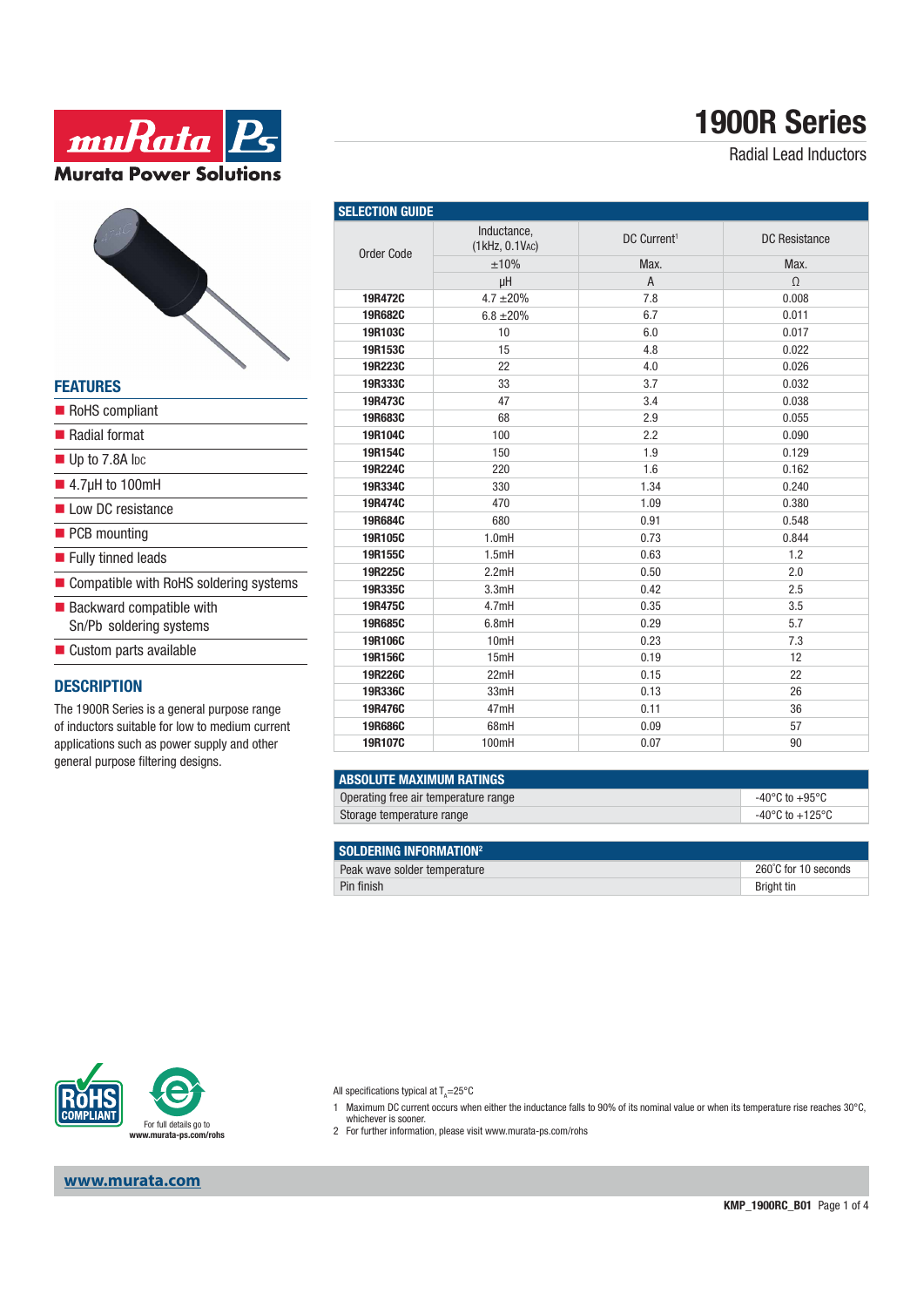# 1900R Series

Radial Lead Inductors

## FEATURES

- RoHS compliant
- Radial format
- Up to 7.8A IDC
- 4.7μH to 100mH
- Low DC resistance
- PCB mounting
- Fully tinned leads
- Compatible with RoHS soldering systems
- Backward compatible with Sn/Pb soldering systems
- Custom parts available

## DESCRIPTION

The 1900R Series is a general purpose range of inductors suitable for low to medium current applications such as power supply and other general purpose filtering designs.

## SELECTION GUIDE

| Order Code | Inductance, (1kHz, 0.1VAC) | DC Current[1] | DC Resistance |
|---|---|---|---|
| | ±10% | Max. | Max. |
| | μH | A | Ω |
| 19R472C | 4.7 ±20% | 7.8 | 0.008 |
| 19R682C | 6.8 ±20% | 6.7 | 0.011 |
| 19R103C | 10 | 6.0 | 0.017 |
| 19R153C | 15 | 4.8 | 0.022 |
| 19R223C | 22 | 4.0 | 0.026 |
| 19R333C | 33 | 3.7 | 0.032 |
| 19R473C | 47 | 3.4 | 0.038 |
| 19R683C | 68 | 2.9 | 0.055 |
| 19R104C | 100 | 2.2 | 0.090 |
| 19R154C | 150 | 1.9 | 0.129 |
| 19R224C | 220 | 1.6 | 0.162 |
| 19R334C | 330 | 1.34 | 0.240 |
| 19R474C | 470 | 1.09 | 0.380 |
| 19R684C | 680 | 0.91 | 0.548 |
| 19R105C | 1.0mH | 0.73 | 0.844 |
| 19R155C | 1.5mH | 0.63 | 1.2 |
| 19R225C | 2.2mH | 0.50 | 2.0 |
| 19R335C | 3.3mH | 0.42 | 2.5 |
| 19R475C | 4.7mH | 0.35 | 3.5 |
| 19R685C | 6.8mH | 0.29 | 5.7 |
| 19R106C | 10mH | 0.23 | 7.3 |
| 19R156C | 15mH | 0.19 | 12 |
| 19R226C | 22mH | 0.15 | 22 |
| 19R336C | 33mH | 0.13 | 26 |
| 19R476C | 47mH | 0.11 | 36 |
| 19R686C | 68mH | 0.09 | 57 |
| 19R107C | 100mH | 0.07 | 90 |

## ABSOLUTE MAXIMUM RATINGS

| | |
|---|---|
| Operating free air temperature range | -40°C to +95°C |
| Storage temperature range | -40°C to +125°C |

## SOLDERING INFORMATION[2]

| | |
|---|---|
| Peak wave solder temperature | 260°C for 10 seconds |
| Pin finish | Bright tin |

For full details go to www.murata-ps.com/rohs

All specifications typical at $T_A$=25°C

1 Maximum DC current occurs when either the inductance falls to 90% of its nominal value or when its temperature rise reaches 30°C, whichever is sooner.

2 For further information, please visit www.murata-ps.com/rohs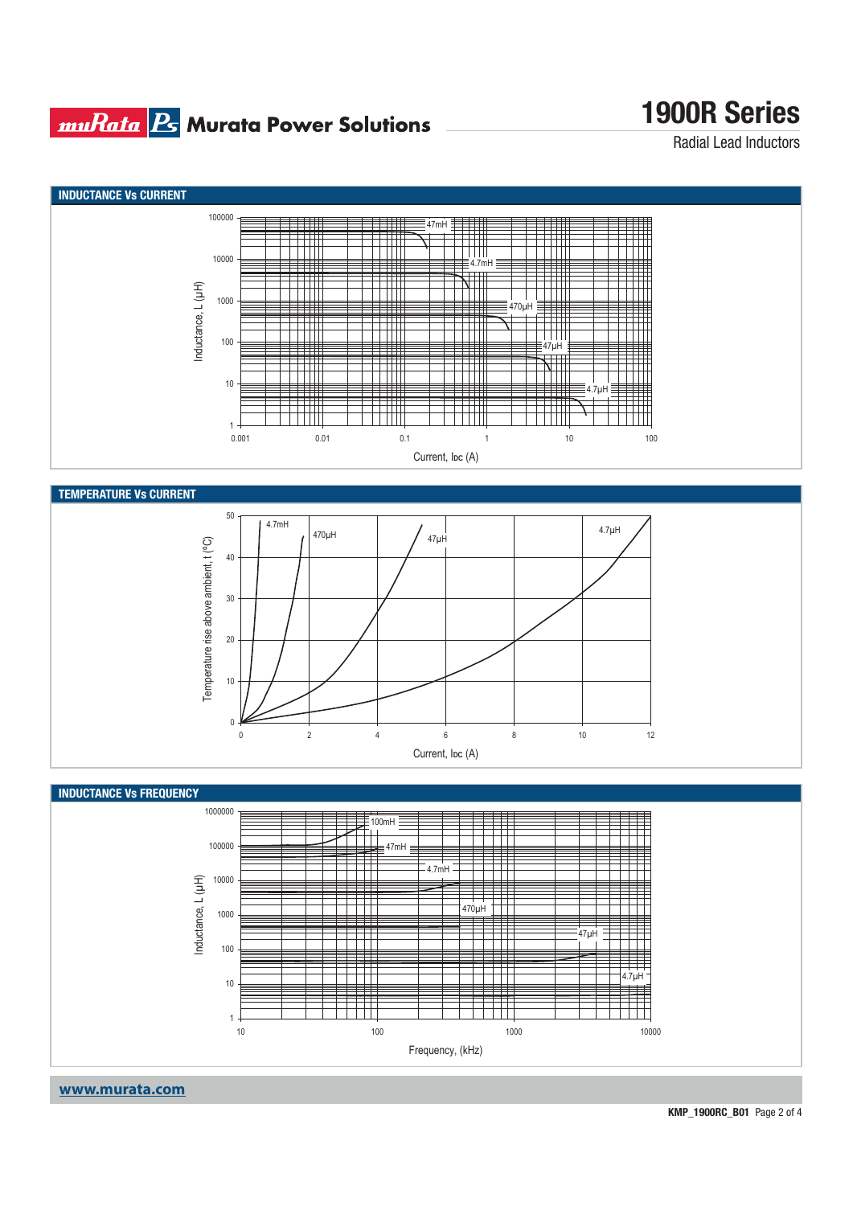## INDUCTANCE Vs CURRENT

Inductance, L (µH)

100000, 10000, 1000, 100, 10, 1

47mH, 4.7mH, 470µH, 47µH, 4.7µH

0.001, 0.01, 0.1, 1, 10, 100

Current, IDC (A)

## TEMPERATURE Vs CURRENT

Temperature rise above ambient, t (ºC)

50, 40, 30, 20, 10, 0

4.7mH, 470µH, 47µH, 4.7µH

0, 2, 4, 6, 8, 10, 12

Current, IDC (A)

## INDUCTANCE Vs FREQUENCY

Inductance, L (µH)

1000000, 100000, 10000, 1000, 100, 10, 1

100mH, 47mH, 4.7mH, 470µH, 47µH, 4.7µH

10, 100, 1000, 10000

Frequency, (kHz)

**www.murata.com**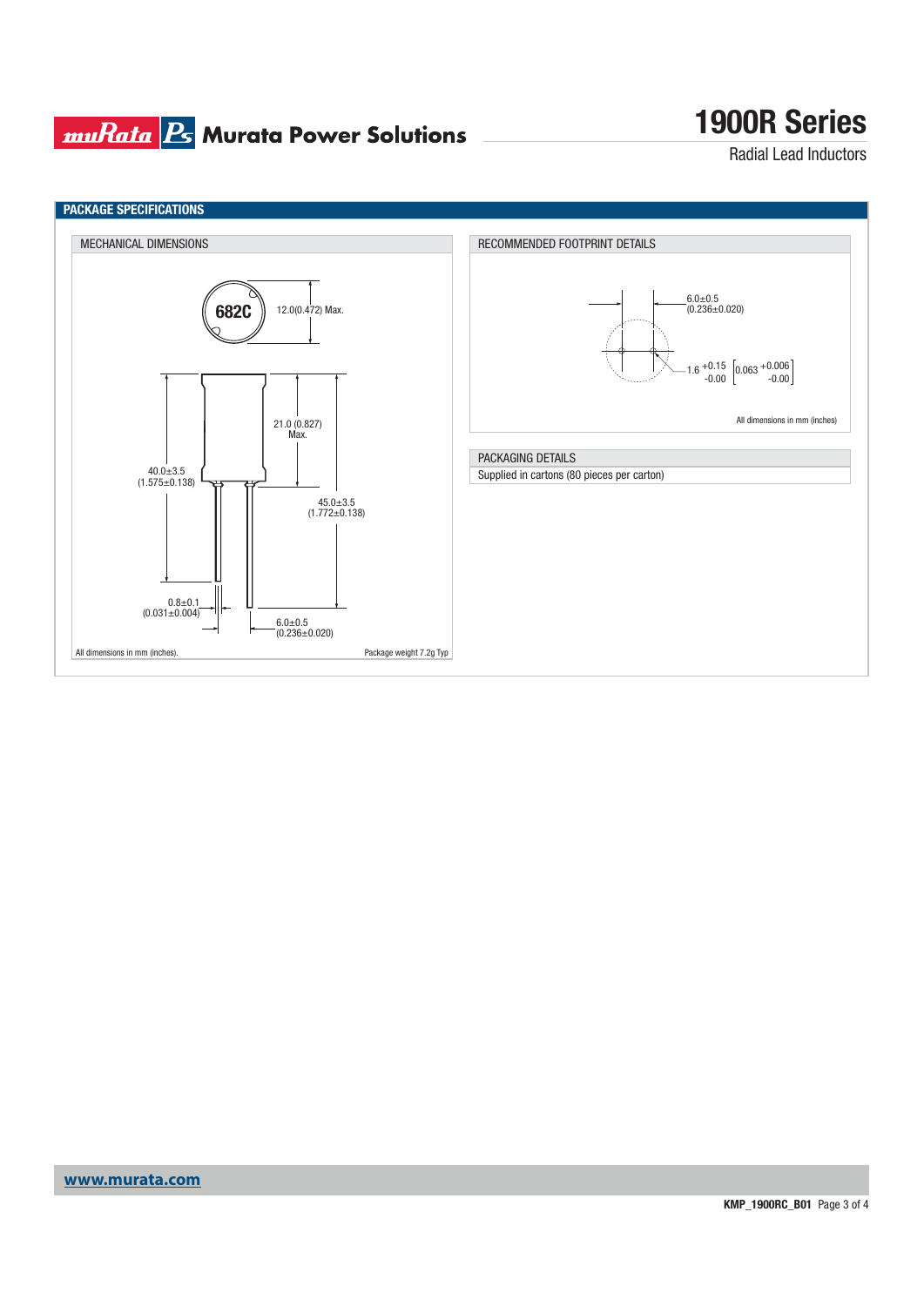# PACKAGE SPECIFICATIONS

## MECHANICAL DIMENSIONS

682C

12.0(0.472) Max.

21.0 (0.827) Max.

40.0±3.5 (1.575±0.138)

45.0±3.5 (1.772±0.138)

0.8±0.1 (0.031±0.004)

6.0±0.5 (0.236±0.020)

All dimensions in mm (inches).

Package weight 7.2g Typ

## RECOMMENDED FOOTPRINT DETAILS

6.0±0.5 (0.236±0.020)

$1.6^{+0.15}_{-0.00}$ $\left[0.063^{+0.006}_{-0.00}\right]$

All dimensions in mm (inches)

## PACKAGING DETAILS

Supplied in cartons (80 pieces per carton)

www.murata.com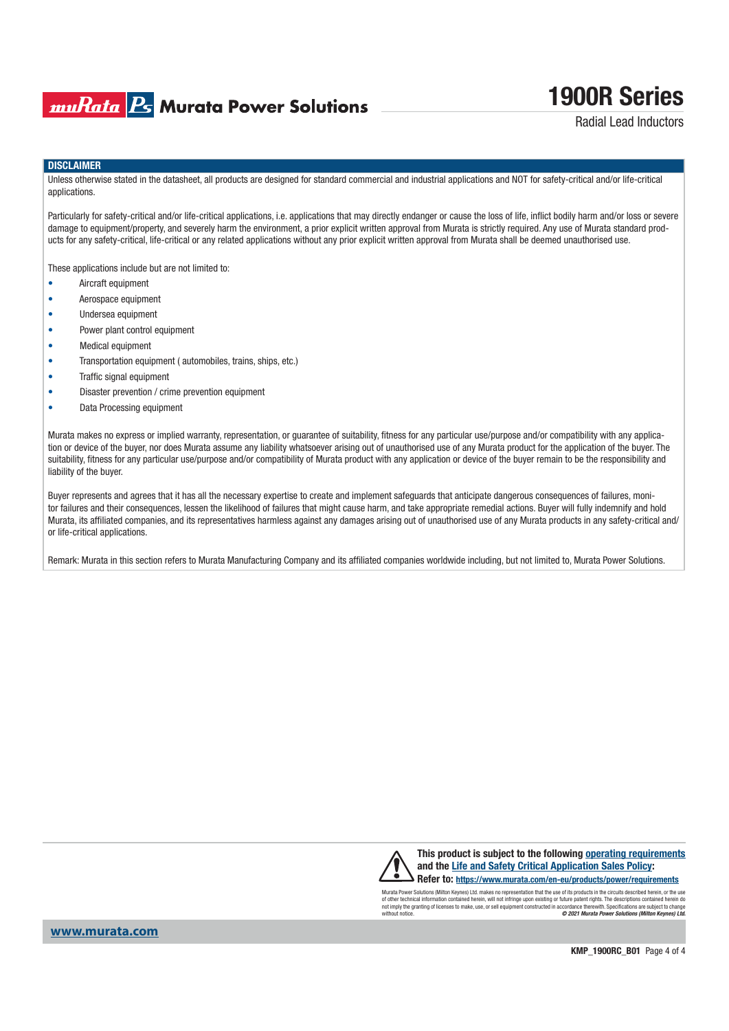## DISCLAIMER

Unless otherwise stated in the datasheet, all products are designed for standard commercial and industrial applications and NOT for safety-critical and/or life-critical applications.

Particularly for safety-critical and/or life-critical applications, i.e. applications that may directly endanger or cause the loss of life, inflict bodily harm and/or loss or severe damage to equipment/property, and severely harm the environment, a prior explicit written approval from Murata is strictly required. Any use of Murata standard products for any safety-critical, life-critical or any related applications without any prior explicit written approval from Murata shall be deemed unauthorised use.

These applications include but are not limited to:

- Aircraft equipment
- Aerospace equipment
- Undersea equipment
- Power plant control equipment
- Medical equipment
- Transportation equipment ( automobiles, trains, ships, etc.)
- Traffic signal equipment
- Disaster prevention / crime prevention equipment
- Data Processing equipment

Murata makes no express or implied warranty, representation, or guarantee of suitability, fitness for any particular use/purpose and/or compatibility with any application or device of the buyer, nor does Murata assume any liability whatsoever arising out of unauthorised use of any Murata product for the application of the buyer. The suitability, fitness for any particular use/purpose and/or compatibility of Murata product with any application or device of the buyer remain to be the responsibility and liability of the buyer.

Buyer represents and agrees that it has all the necessary expertise to create and implement safeguards that anticipate dangerous consequences of failures, monitor failures and their consequences, lessen the likelihood of failures that might cause harm, and take appropriate remedial actions. Buyer will fully indemnify and hold Murata, its affiliated companies, and its representatives harmless against any damages arising out of unauthorised use of any Murata products in any safety-critical and/or life-critical applications.

Remark: Murata in this section refers to Murata Manufacturing Company and its affiliated companies worldwide including, but not limited to, Murata Power Solutions.

**This product is subject to the following operating requirements and the Life and Safety Critical Application Sales Policy:**
**Refer to: https://www.murata.com/en-eu/products/power/requirements**

Murata Power Solutions (Milton Keynes) Ltd. makes no representation that the use of its products in the circuits described herein, or the use of other technical information contained herein, will not infringe upon existing or future patent rights. The descriptions contained herein do not imply the granting of licenses to make, use, or sell equipment constructed in accordance therewith. Specifications are subject to change without notice.
***© 2021 Murata Power Solutions (Milton Keynes) Ltd.***